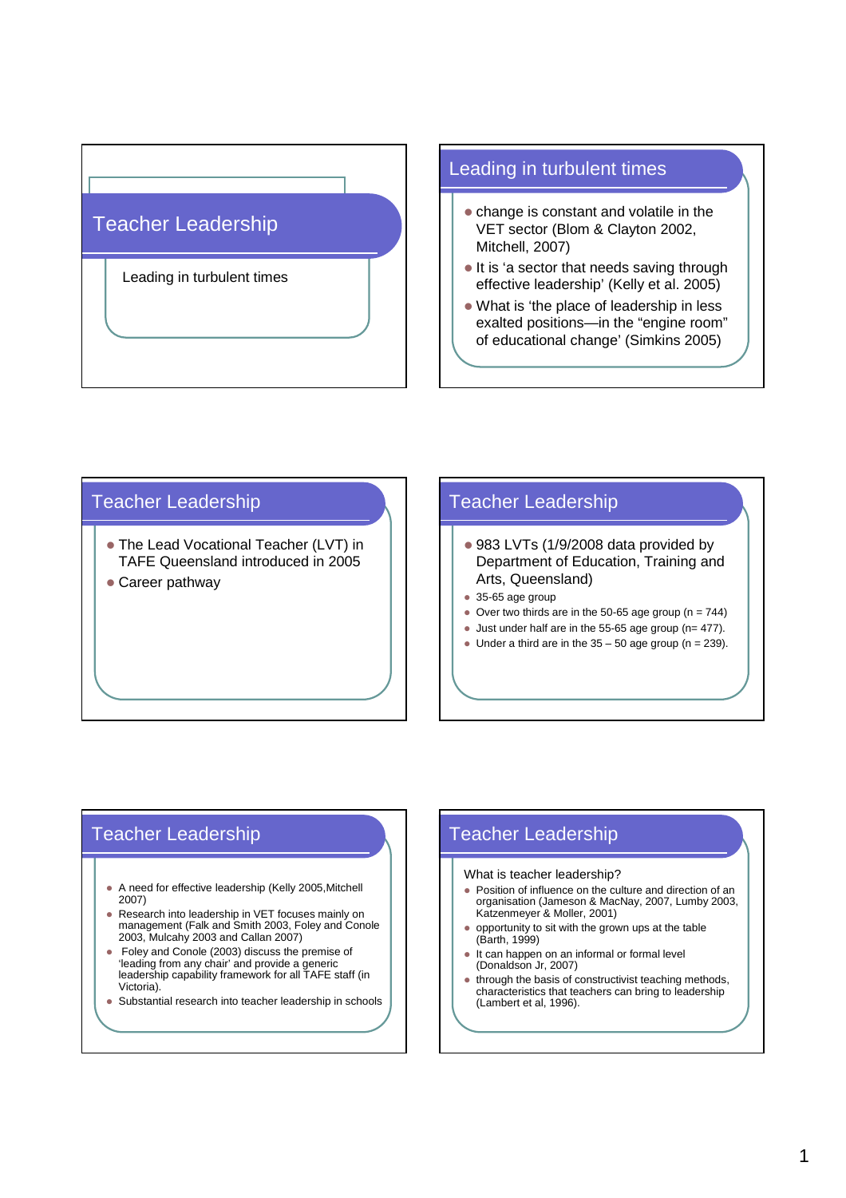# Teacher Leadership

Leading in turbulent times

## Leading in turbulent times

- change is constant and volatile in the VET sector (Blom & Clayton 2002, Mitchell, 2007)
- It is 'a sector that needs saving through effective leadership' (Kelly et al. 2005)
- What is 'the place of leadership in less exalted positions—in the "engine room" of educational change' (Simkins 2005)

## Teacher Leadership

- The Lead Vocational Teacher (LVT) in TAFE Queensland introduced in 2005
- Career pathway

## Teacher Leadership

- 983 LVTs (1/9/2008 data provided by Department of Education, Training and Arts, Queensland)
- 35-65 age group
- Over two thirds are in the 50-65 age group (n = 744)
- Just under half are in the 55-65 age group (n= 477).
- Under a third are in the 35 – 50 age group (n = 239).

## Teacher Leadership

- A need for effective leadership (Kelly 2005,Mitchell 2007)
- Research into leadership in VET focuses mainly on management (Falk and Smith 2003, Foley and Conole 2003, Mulcahy 2003 and Callan 2007)
- Foley and Conole (2003) discuss the premise of 'leading from any chair' and provide a generic leadership capability framework for all TAFE staff (in Victoria).
- Substantial research into teacher leadership in schools

## Teacher Leadership

What is teacher leadership?

- Position of influence on the culture and direction of an organisation (Jameson & MacNay, 2007, Lumby 2003, Katzenmeyer & Moller, 2001)
- opportunity to sit with the grown ups at the table (Barth, 1999)
- It can happen on an informal or formal level (Donaldson Jr, 2007)
- through the basis of constructivist teaching methods, characteristics that teachers can bring to leadership (Lambert et al, 1996).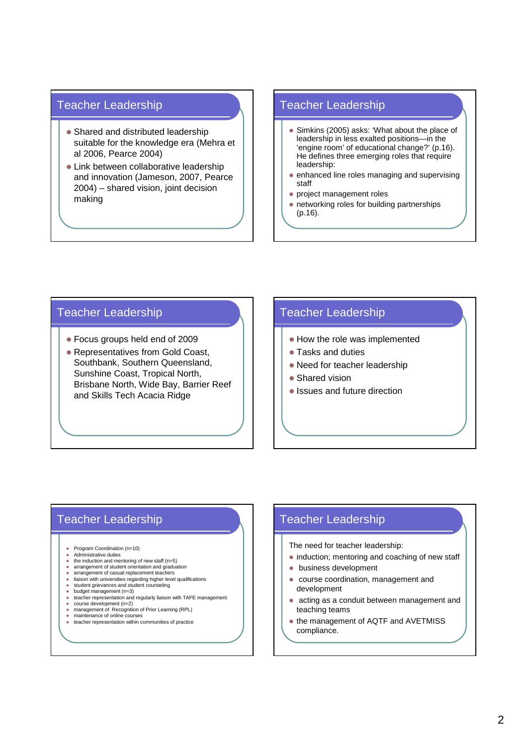## Teacher Leadership

- Shared and distributed leadership suitable for the knowledge era (Mehra et al 2006, Pearce 2004)
- Link between collaborative leadership and innovation (Jameson, 2007, Pearce 2004) – shared vision, joint decision making

## Teacher Leadership

- Simkins (2005) asks: 'What about the place of leadership in less exalted positions—in the 'engine room' of educational change?' (p.16). He defines three emerging roles that require leadership:
- enhanced line roles managing and supervising staff
- project management roles
- networking roles for building partnerships (p.16).

## Teacher Leadership

- Focus groups held end of 2009
- Representatives from Gold Coast, Southbank, Southern Queensland, Sunshine Coast, Tropical North, Brisbane North, Wide Bay, Barrier Reef and Skills Tech Acacia Ridge

## Teacher Leadership

- How the role was implemented
- Tasks and duties
- Need for teacher leadership
- Shared vision
- Issues and future direction

## Teacher Leadership

- Program Coordination (n=10)
- Administrative duties
- the induction and mentoring of new staff (n=5)
- arrangement of student orientation and graduation
- arrangement of casual replacement teachers
- liaison with universities regarding higher level qualifications
- student grievances and student counseling
- budget management (n=3)
- teacher representation and regularly liaison with TAFE management
- course development (n=2)
- management of Recognition of Prior Learning (RPL)
- maintenance of online courses
- teacher representation within communities of practice

## Teacher Leadership

The need for teacher leadership:

- induction; mentoring and coaching of new staff
- business development
- course coordination, management and development
- acting as a conduit between management and teaching teams
- the management of AQTF and AVETMISS compliance.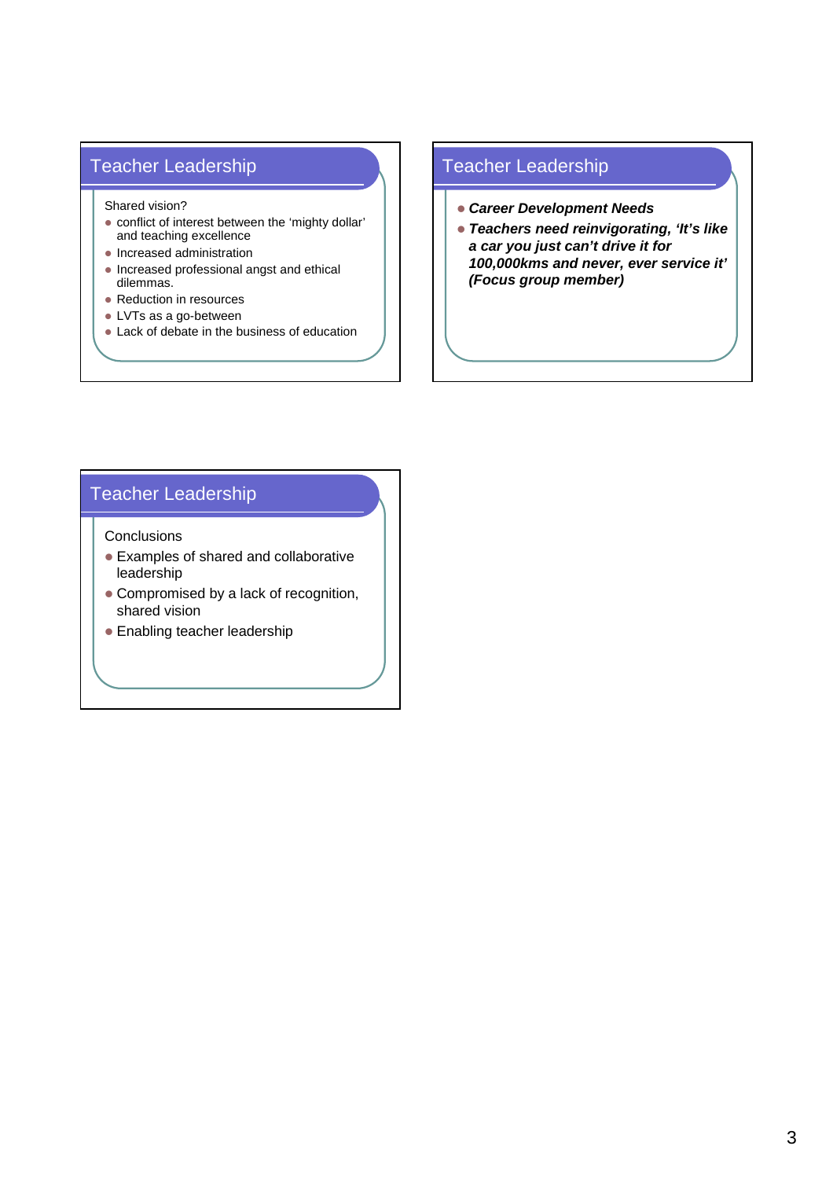## Teacher Leadership

Shared vision?

- conflict of interest between the 'mighty dollar' and teaching excellence
- Increased administration
- Increased professional angst and ethical dilemmas.
- Reduction in resources
- LVTs as a go-between
- Lack of debate in the business of education

## Teacher Leadership

- ***Career Development Needs***
- ***Teachers need reinvigorating, 'It's like a car you just can't drive it for 100,000kms and never, ever service it' (Focus group member)***

## Teacher Leadership

Conclusions

- Examples of shared and collaborative leadership
- Compromised by a lack of recognition, shared vision
- Enabling teacher leadership